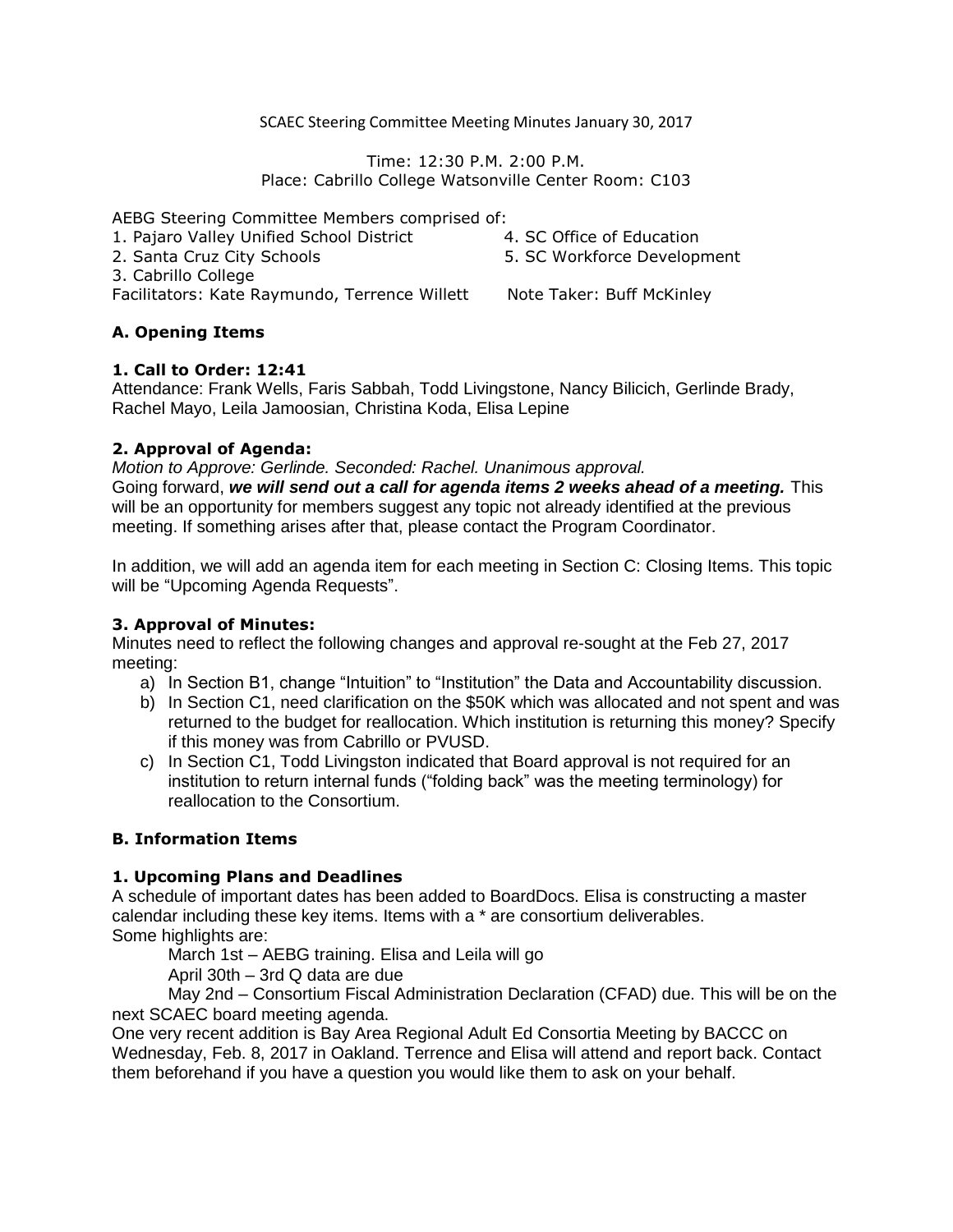SCAEC Steering Committee Meeting Minutes January 30, 2017

Time: 12:30 P.M. 2:00 P.M.
Place: Cabrillo College Watsonville Center Room: C103

AEBG Steering Committee Members comprised of:

1. Pajaro Valley Unified School District
2. Santa Cruz City Schools
3. Cabrillo College
4. SC Office of Education
5. SC Workforce Development

Facilitators: Kate Raymundo, Terrence Willett  Note Taker: Buff McKinley

### A. Opening Items

**1. Call to Order: 12:41**

Attendance: Frank Wells, Faris Sabbah, Todd Livingstone, Nancy Bilicich, Gerlinde Brady, Rachel Mayo, Leila Jamoosian, Christina Koda, Elisa Lepine

**2. Approval of Agenda:**

*Motion to Approve: Gerlinde. Seconded: Rachel. Unanimous approval.*

Going forward, ***we will send out a call for agenda items 2 weeks ahead of a meeting.*** This will be an opportunity for members suggest any topic not already identified at the previous meeting. If something arises after that, please contact the Program Coordinator.

In addition, we will add an agenda item for each meeting in Section C: Closing Items. This topic will be "Upcoming Agenda Requests".

**3. Approval of Minutes:**

Minutes need to reflect the following changes and approval re-sought at the Feb 27, 2017 meeting:

a) In Section B1, change "Intuition" to "Institution" the Data and Accountability discussion.
b) In Section C1, need clarification on the $50K which was allocated and not spent and was returned to the budget for reallocation. Which institution is returning this money? Specify if this money was from Cabrillo or PVUSD.
c) In Section C1, Todd Livingston indicated that Board approval is not required for an institution to return internal funds ("folding back" was the meeting terminology) for reallocation to the Consortium.

### B. Information Items

**1. Upcoming Plans and Deadlines**

A schedule of important dates has been added to BoardDocs. Elisa is constructing a master calendar including these key items. Items with a * are consortium deliverables.
Some highlights are:

March 1st – AEBG training. Elisa and Leila will go

April 30th – 3rd Q data are due

May 2nd – Consortium Fiscal Administration Declaration (CFAD) due. This will be on the next SCAEC board meeting agenda.

One very recent addition is Bay Area Regional Adult Ed Consortia Meeting by BACCC on Wednesday, Feb. 8, 2017 in Oakland. Terrence and Elisa will attend and report back. Contact them beforehand if you have a question you would like them to ask on your behalf.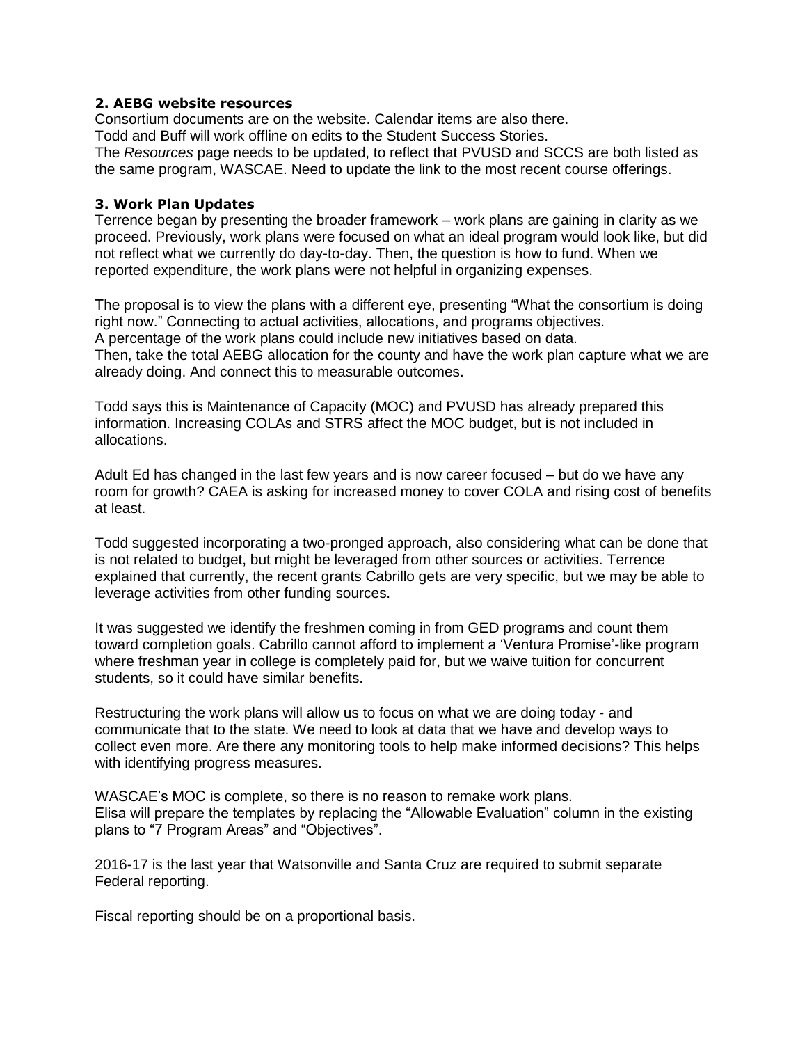### 2. AEBG website resources

Consortium documents are on the website. Calendar items are also there.
Todd and Buff will work offline on edits to the Student Success Stories.
The *Resources* page needs to be updated, to reflect that PVUSD and SCCS are both listed as the same program, WASCAE. Need to update the link to the most recent course offerings.

### 3. Work Plan Updates

Terrence began by presenting the broader framework – work plans are gaining in clarity as we proceed. Previously, work plans were focused on what an ideal program would look like, but did not reflect what we currently do day-to-day. Then, the question is how to fund. When we reported expenditure, the work plans were not helpful in organizing expenses.

The proposal is to view the plans with a different eye, presenting "What the consortium is doing right now." Connecting to actual activities, allocations, and programs objectives.
A percentage of the work plans could include new initiatives based on data.
Then, take the total AEBG allocation for the county and have the work plan capture what we are already doing. And connect this to measurable outcomes.

Todd says this is Maintenance of Capacity (MOC) and PVUSD has already prepared this information. Increasing COLAs and STRS affect the MOC budget, but is not included in allocations.

Adult Ed has changed in the last few years and is now career focused – but do we have any room for growth? CAEA is asking for increased money to cover COLA and rising cost of benefits at least.

Todd suggested incorporating a two-pronged approach, also considering what can be done that is not related to budget, but might be leveraged from other sources or activities. Terrence explained that currently, the recent grants Cabrillo gets are very specific, but we may be able to leverage activities from other funding sources.

It was suggested we identify the freshmen coming in from GED programs and count them toward completion goals. Cabrillo cannot afford to implement a 'Ventura Promise'-like program where freshman year in college is completely paid for, but we waive tuition for concurrent students, so it could have similar benefits.

Restructuring the work plans will allow us to focus on what we are doing today - and communicate that to the state. We need to look at data that we have and develop ways to collect even more. Are there any monitoring tools to help make informed decisions? This helps with identifying progress measures.

WASCAE's MOC is complete, so there is no reason to remake work plans.
Elisa will prepare the templates by replacing the "Allowable Evaluation" column in the existing plans to "7 Program Areas" and "Objectives".

2016-17 is the last year that Watsonville and Santa Cruz are required to submit separate Federal reporting.

Fiscal reporting should be on a proportional basis.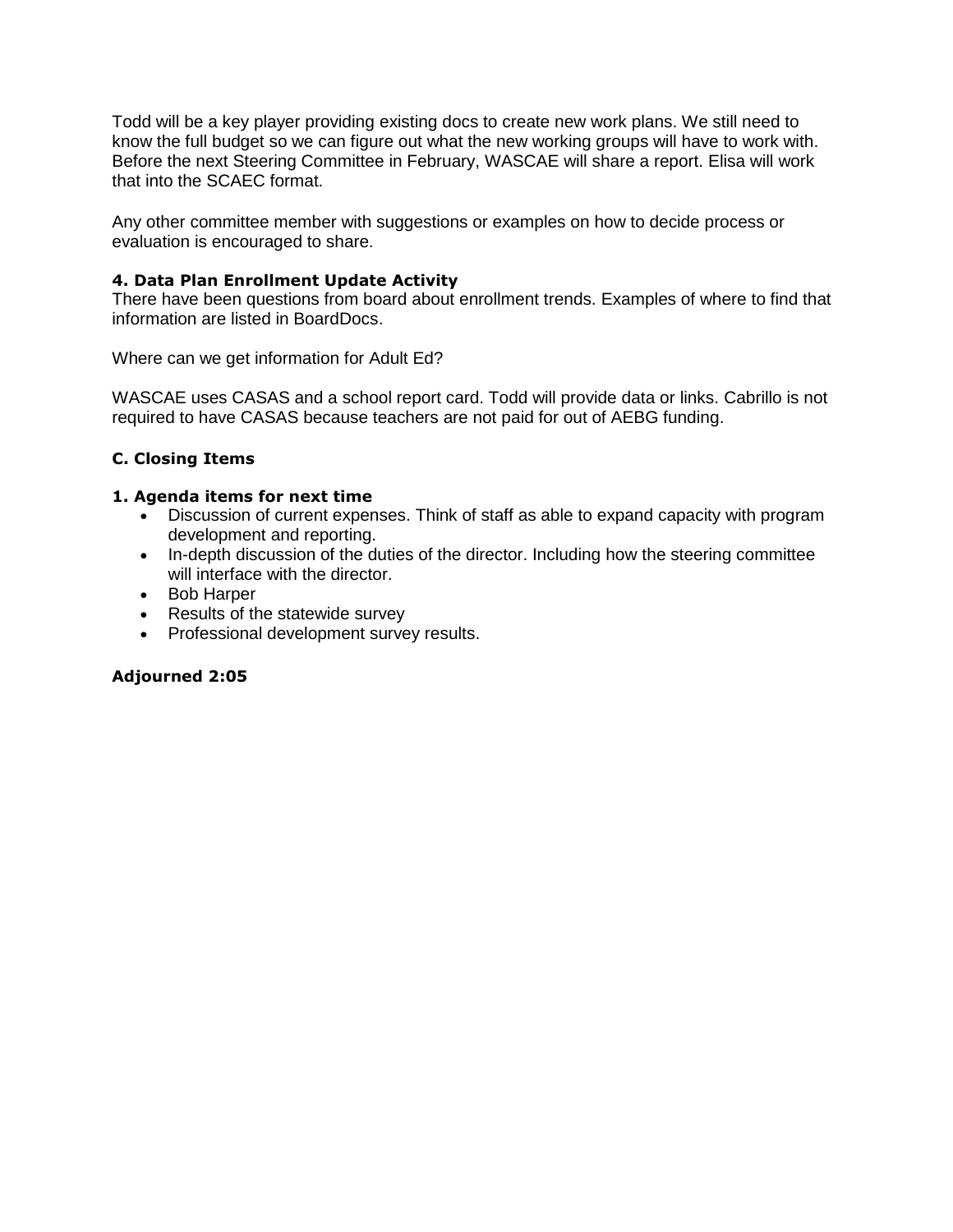Todd will be a key player providing existing docs to create new work plans. We still need to know the full budget so we can figure out what the new working groups will have to work with. Before the next Steering Committee in February, WASCAE will share a report. Elisa will work that into the SCAEC format.

Any other committee member with suggestions or examples on how to decide process or evaluation is encouraged to share.

**4. Data Plan Enrollment Update Activity**

There have been questions from board about enrollment trends. Examples of where to find that information are listed in BoardDocs.

Where can we get information for Adult Ed?

WASCAE uses CASAS and a school report card. Todd will provide data or links. Cabrillo is not required to have CASAS because teachers are not paid for out of AEBG funding.

**C. Closing Items**

**1. Agenda items for next time**

- Discussion of current expenses. Think of staff as able to expand capacity with program development and reporting.
- In-depth discussion of the duties of the director. Including how the steering committee will interface with the director.
- Bob Harper
- Results of the statewide survey
- Professional development survey results.

**Adjourned 2:05**